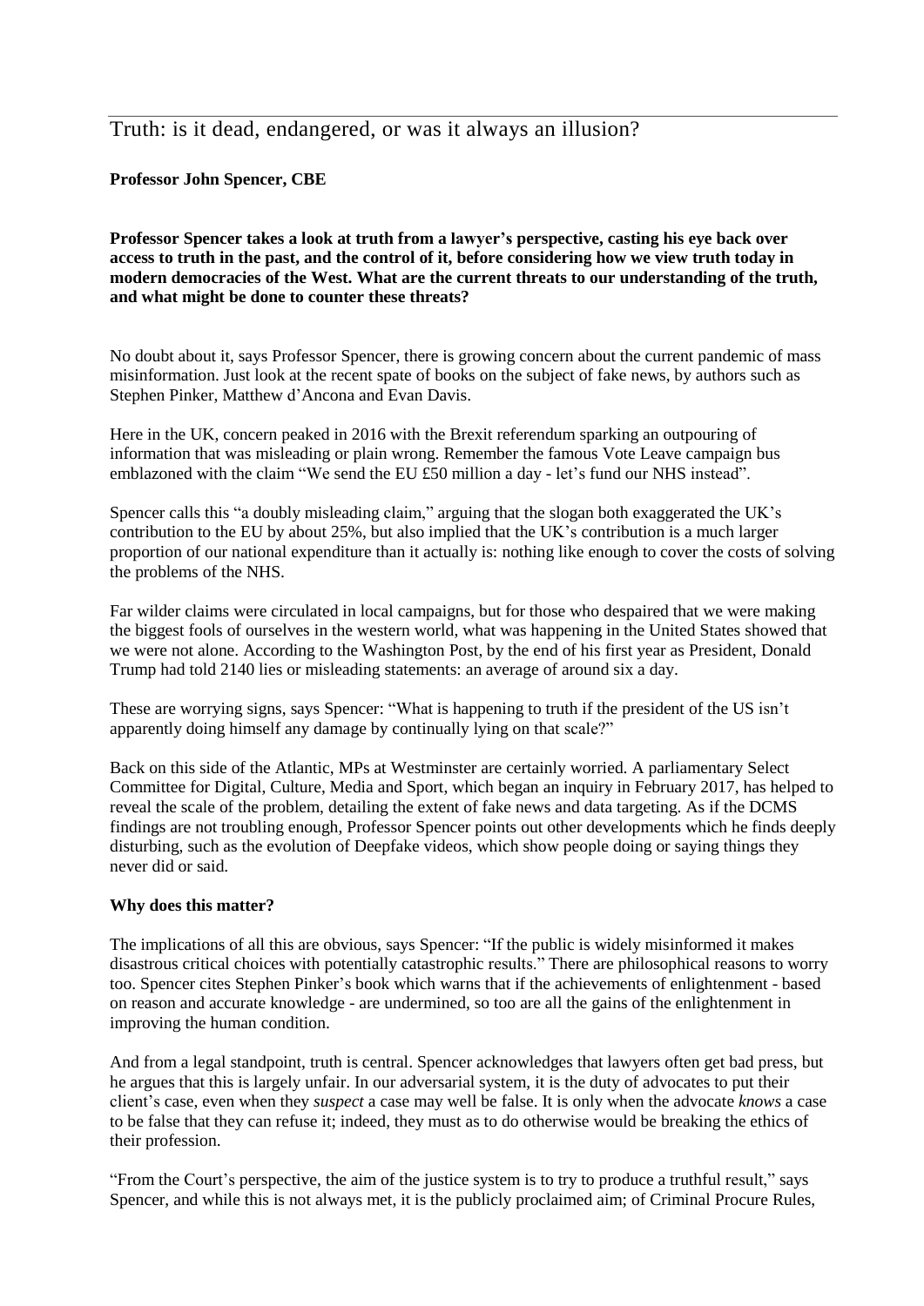# Truth: is it dead, endangered, or was it always an illusion?

**Professor John Spencer, CBE**

**Professor Spencer takes a look at truth from a lawyer's perspective, casting his eye back over access to truth in the past, and the control of it, before considering how we view truth today in modern democracies of the West. What are the current threats to our understanding of the truth, and what might be done to counter these threats?**

No doubt about it, says Professor Spencer, there is growing concern about the current pandemic of mass misinformation. Just look at the recent spate of books on the subject of fake news, by authors such as Stephen Pinker, Matthew d'Ancona and Evan Davis.

Here in the UK, concern peaked in 2016 with the Brexit referendum sparking an outpouring of information that was misleading or plain wrong. Remember the famous Vote Leave campaign bus emblazoned with the claim "We send the EU £50 million a day - let's fund our NHS instead".

Spencer calls this "a doubly misleading claim," arguing that the slogan both exaggerated the UK's contribution to the EU by about 25%, but also implied that the UK's contribution is a much larger proportion of our national expenditure than it actually is: nothing like enough to cover the costs of solving the problems of the NHS.

Far wilder claims were circulated in local campaigns, but for those who despaired that we were making the biggest fools of ourselves in the western world, what was happening in the United States showed that we were not alone. According to the Washington Post, by the end of his first year as President, Donald Trump had told 2140 lies or misleading statements: an average of around six a day.

These are worrying signs, says Spencer: "What is happening to truth if the president of the US isn't apparently doing himself any damage by continually lying on that scale?"

Back on this side of the Atlantic, MPs at Westminster are certainly worried. A parliamentary Select Committee for Digital, Culture, Media and Sport, which began an inquiry in February 2017, has helped to reveal the scale of the problem, detailing the extent of fake news and data targeting. As if the DCMS findings are not troubling enough, Professor Spencer points out other developments which he finds deeply disturbing, such as the evolution of Deepfake videos, which show people doing or saying things they never did or said.

**Why does this matter?**

The implications of all this are obvious, says Spencer: "If the public is widely misinformed it makes disastrous critical choices with potentially catastrophic results." There are philosophical reasons to worry too. Spencer cites Stephen Pinker's book which warns that if the achievements of enlightenment - based on reason and accurate knowledge - are undermined, so too are all the gains of the enlightenment in improving the human condition.

And from a legal standpoint, truth is central. Spencer acknowledges that lawyers often get bad press, but he argues that this is largely unfair. In our adversarial system, it is the duty of advocates to put their client's case, even when they *suspect* a case may well be false. It is only when the advocate *knows* a case to be false that they can refuse it; indeed, they must as to do otherwise would be breaking the ethics of their profession.

"From the Court's perspective, the aim of the justice system is to try to produce a truthful result," says Spencer, and while this is not always met, it is the publicly proclaimed aim; of Criminal Procure Rules,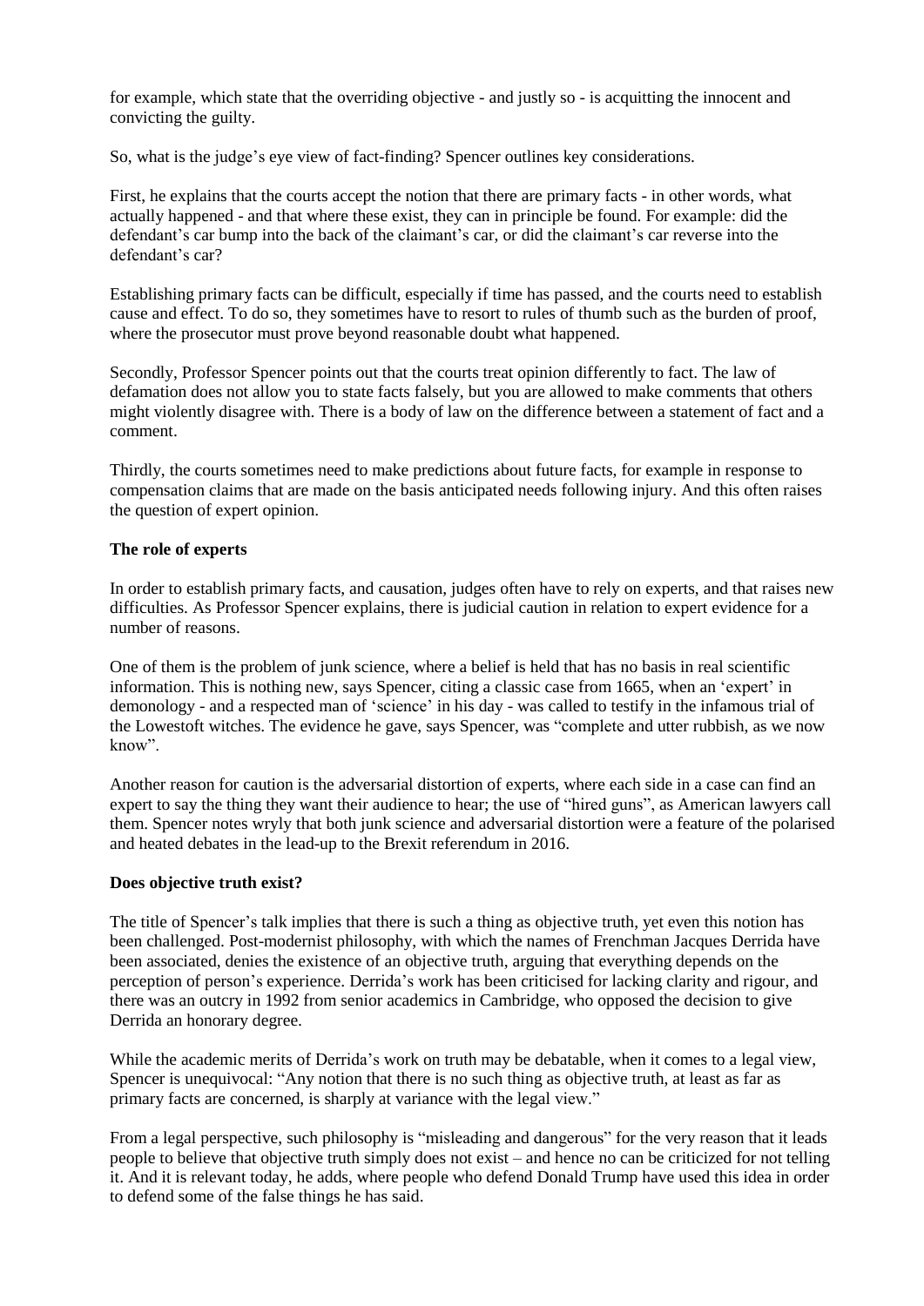for example, which state that the overriding objective - and justly so - is acquitting the innocent and convicting the guilty.

So, what is the judge's eye view of fact-finding? Spencer outlines key considerations.

First, he explains that the courts accept the notion that there are primary facts - in other words, what actually happened - and that where these exist, they can in principle be found. For example: did the defendant's car bump into the back of the claimant's car, or did the claimant's car reverse into the defendant's car?

Establishing primary facts can be difficult, especially if time has passed, and the courts need to establish cause and effect. To do so, they sometimes have to resort to rules of thumb such as the burden of proof, where the prosecutor must prove beyond reasonable doubt what happened.

Secondly, Professor Spencer points out that the courts treat opinion differently to fact. The law of defamation does not allow you to state facts falsely, but you are allowed to make comments that others might violently disagree with. There is a body of law on the difference between a statement of fact and a comment.

Thirdly, the courts sometimes need to make predictions about future facts, for example in response to compensation claims that are made on the basis anticipated needs following injury. And this often raises the question of expert opinion.

**The role of experts**

In order to establish primary facts, and causation, judges often have to rely on experts, and that raises new difficulties. As Professor Spencer explains, there is judicial caution in relation to expert evidence for a number of reasons.

One of them is the problem of junk science, where a belief is held that has no basis in real scientific information. This is nothing new, says Spencer, citing a classic case from 1665, when an 'expert' in demonology - and a respected man of 'science' in his day - was called to testify in the infamous trial of the Lowestoft witches. The evidence he gave, says Spencer, was "complete and utter rubbish, as we now know".

Another reason for caution is the adversarial distortion of experts, where each side in a case can find an expert to say the thing they want their audience to hear; the use of "hired guns", as American lawyers call them. Spencer notes wryly that both junk science and adversarial distortion were a feature of the polarised and heated debates in the lead-up to the Brexit referendum in 2016.

**Does objective truth exist?**

The title of Spencer's talk implies that there is such a thing as objective truth, yet even this notion has been challenged. Post-modernist philosophy, with which the names of Frenchman Jacques Derrida have been associated, denies the existence of an objective truth, arguing that everything depends on the perception of person's experience. Derrida's work has been criticised for lacking clarity and rigour, and there was an outcry in 1992 from senior academics in Cambridge, who opposed the decision to give Derrida an honorary degree.

While the academic merits of Derrida's work on truth may be debatable, when it comes to a legal view, Spencer is unequivocal: "Any notion that there is no such thing as objective truth, at least as far as primary facts are concerned, is sharply at variance with the legal view."

From a legal perspective, such philosophy is "misleading and dangerous" for the very reason that it leads people to believe that objective truth simply does not exist – and hence no can be criticized for not telling it. And it is relevant today, he adds, where people who defend Donald Trump have used this idea in order to defend some of the false things he has said.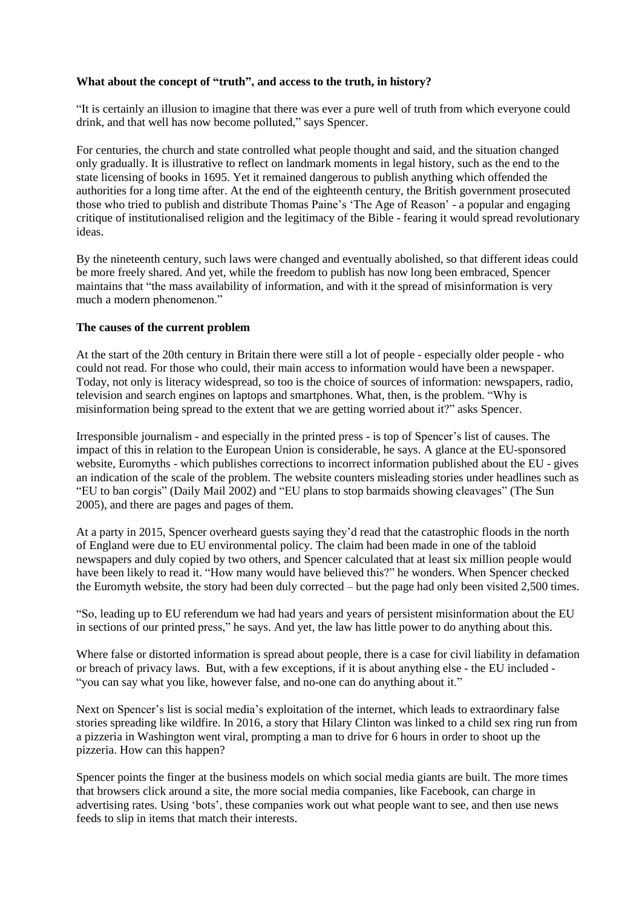**What about the concept of "truth", and access to the truth, in history?**

"It is certainly an illusion to imagine that there was ever a pure well of truth from which everyone could drink, and that well has now become polluted," says Spencer.

For centuries, the church and state controlled what people thought and said, and the situation changed only gradually. It is illustrative to reflect on landmark moments in legal history, such as the end to the state licensing of books in 1695. Yet it remained dangerous to publish anything which offended the authorities for a long time after. At the end of the eighteenth century, the British government prosecuted those who tried to publish and distribute Thomas Paine's 'The Age of Reason' - a popular and engaging critique of institutionalised religion and the legitimacy of the Bible - fearing it would spread revolutionary ideas.

By the nineteenth century, such laws were changed and eventually abolished, so that different ideas could be more freely shared. And yet, while the freedom to publish has now long been embraced, Spencer maintains that "the mass availability of information, and with it the spread of misinformation is very much a modern phenomenon."

**The causes of the current problem**

At the start of the 20th century in Britain there were still a lot of people - especially older people - who could not read. For those who could, their main access to information would have been a newspaper. Today, not only is literacy widespread, so too is the choice of sources of information: newspapers, radio, television and search engines on laptops and smartphones. What, then, is the problem. "Why is misinformation being spread to the extent that we are getting worried about it?" asks Spencer.

Irresponsible journalism - and especially in the printed press - is top of Spencer's list of causes. The impact of this in relation to the European Union is considerable, he says. A glance at the EU-sponsored website, Euromyths - which publishes corrections to incorrect information published about the EU - gives an indication of the scale of the problem. The website counters misleading stories under headlines such as "EU to ban corgis" (Daily Mail 2002) and "EU plans to stop barmaids showing cleavages" (The Sun 2005), and there are pages and pages of them.

At a party in 2015, Spencer overheard guests saying they'd read that the catastrophic floods in the north of England were due to EU environmental policy. The claim had been made in one of the tabloid newspapers and duly copied by two others, and Spencer calculated that at least six million people would have been likely to read it. "How many would have believed this?" he wonders. When Spencer checked the Euromyth website, the story had been duly corrected – but the page had only been visited 2,500 times.

"So, leading up to EU referendum we had had years and years of persistent misinformation about the EU in sections of our printed press," he says. And yet, the law has little power to do anything about this.

Where false or distorted information is spread about people, there is a case for civil liability in defamation or breach of privacy laws. But, with a few exceptions, if it is about anything else - the EU included - "you can say what you like, however false, and no-one can do anything about it."

Next on Spencer's list is social media's exploitation of the internet, which leads to extraordinary false stories spreading like wildfire. In 2016, a story that Hilary Clinton was linked to a child sex ring run from a pizzeria in Washington went viral, prompting a man to drive for 6 hours in order to shoot up the pizzeria. How can this happen?

Spencer points the finger at the business models on which social media giants are built. The more times that browsers click around a site, the more social media companies, like Facebook, can charge in advertising rates. Using 'bots', these companies work out what people want to see, and then use news feeds to slip in items that match their interests.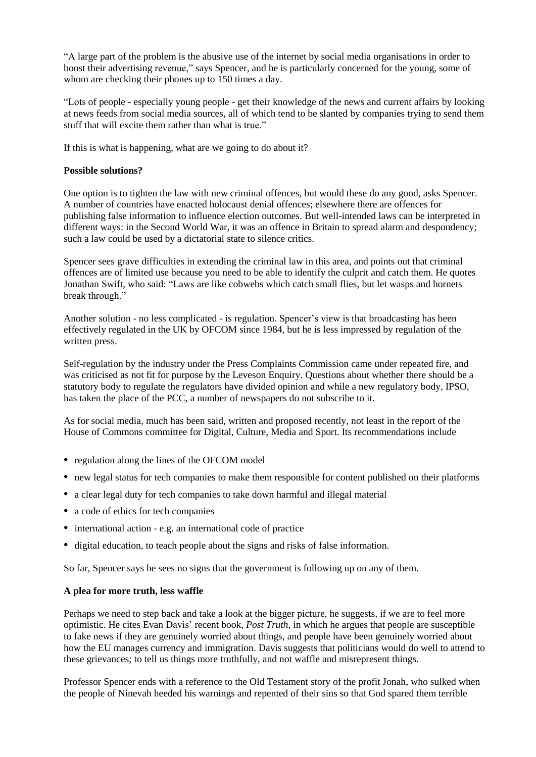"A large part of the problem is the abusive use of the internet by social media organisations in order to boost their advertising revenue," says Spencer, and he is particularly concerned for the young, some of whom are checking their phones up to 150 times a day.

"Lots of people - especially young people - get their knowledge of the news and current affairs by looking at news feeds from social media sources, all of which tend to be slanted by companies trying to send them stuff that will excite them rather than what is true."

If this is what is happening, what are we going to do about it?

**Possible solutions?**

One option is to tighten the law with new criminal offences, but would these do any good, asks Spencer. A number of countries have enacted holocaust denial offences; elsewhere there are offences for publishing false information to influence election outcomes. But well-intended laws can be interpreted in different ways: in the Second World War, it was an offence in Britain to spread alarm and despondency; such a law could be used by a dictatorial state to silence critics.

Spencer sees grave difficulties in extending the criminal law in this area, and points out that criminal offences are of limited use because you need to be able to identify the culprit and catch them. He quotes Jonathan Swift, who said: "Laws are like cobwebs which catch small flies, but let wasps and hornets break through."

Another solution - no less complicated - is regulation. Spencer's view is that broadcasting has been effectively regulated in the UK by OFCOM since 1984, but he is less impressed by regulation of the written press.

Self-regulation by the industry under the Press Complaints Commission came under repeated fire, and was criticised as not fit for purpose by the Leveson Enquiry. Questions about whether there should be a statutory body to regulate the regulators have divided opinion and while a new regulatory body, IPSO, has taken the place of the PCC, a number of newspapers do not subscribe to it.

As for social media, much has been said, written and proposed recently, not least in the report of the House of Commons committee for Digital, Culture, Media and Sport. Its recommendations include

- regulation along the lines of the OFCOM model
- new legal status for tech companies to make them responsible for content published on their platforms
- a clear legal duty for tech companies to take down harmful and illegal material
- a code of ethics for tech companies
- international action - e.g. an international code of practice
- digital education, to teach people about the signs and risks of false information.

So far, Spencer says he sees no signs that the government is following up on any of them.

**A plea for more truth, less waffle**

Perhaps we need to step back and take a look at the bigger picture, he suggests, if we are to feel more optimistic. He cites Evan Davis' recent book, *Post Truth*, in which he argues that people are susceptible to fake news if they are genuinely worried about things, and people have been genuinely worried about how the EU manages currency and immigration. Davis suggests that politicians would do well to attend to these grievances; to tell us things more truthfully, and not waffle and misrepresent things.

Professor Spencer ends with a reference to the Old Testament story of the profit Jonah, who sulked when the people of Ninevah heeded his warnings and repented of their sins so that God spared them terrible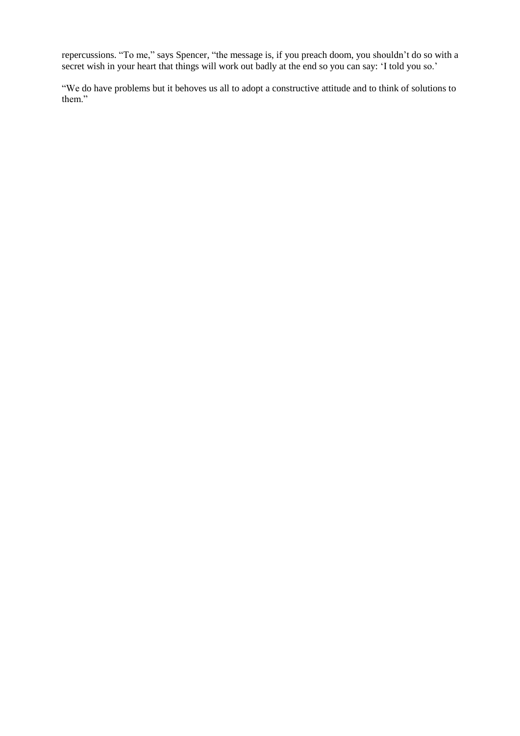repercussions. “To me,” says Spencer, “the message is, if you preach doom, you shouldn’t do so with a secret wish in your heart that things will work out badly at the end so you can say: ‘I told you so.’

“We do have problems but it behoves us all to adopt a constructive attitude and to think of solutions to them.”